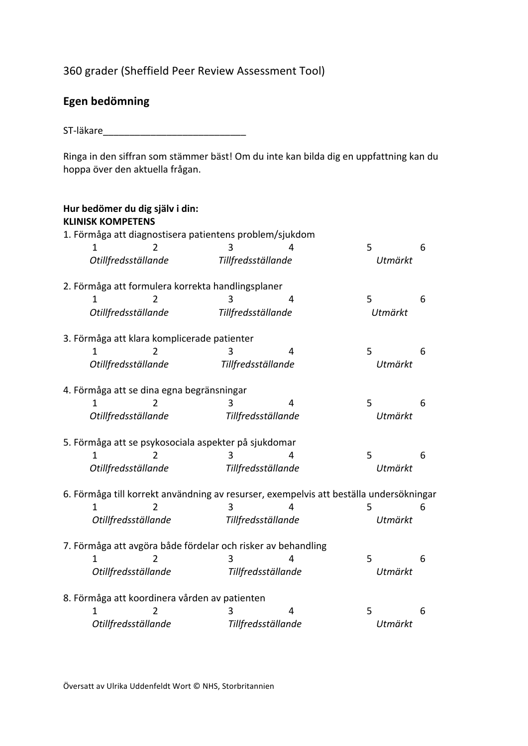360 grader (Sheffield Peer Review Assessment Tool)

## Egen bedömning

ST-läkare____________________________

Ringa in den siffran som stämmer bäst! Om du inte kan bilda dig en uppfattning kan du hoppa över den aktuella frågan.

**Hur bedömer du dig själv i din:**
**KLINISK KOMPETENS**

1. Förmåga att diagnostisera patientens problem/sjukdom

| 1 | 2 | 3 | 4 | 5 | 6 |
|---|---|---|---|---|---|
| *Otillfredsställande* | | *Tillfredsställande* | | *Utmärkt* | |

2. Förmåga att formulera korrekta handlingsplaner

| 1 | 2 | 3 | 4 | 5 | 6 |
|---|---|---|---|---|---|
| *Otillfredsställande* | | *Tillfredsställande* | | *Utmärkt* | |

3. Förmåga att klara komplicerade patienter

| 1 | 2 | 3 | 4 | 5 | 6 |
|---|---|---|---|---|---|
| *Otillfredsställande* | | *Tillfredsställande* | | *Utmärkt* | |

4. Förmåga att se dina egna begränsningar

| 1 | 2 | 3 | 4 | 5 | 6 |
|---|---|---|---|---|---|
| *Otillfredsställande* | | *Tillfredsställande* | | *Utmärkt* | |

5. Förmåga att se psykosociala aspekter på sjukdomar

| 1 | 2 | 3 | 4 | 5 | 6 |
|---|---|---|---|---|---|
| *Otillfredsställande* | | *Tillfredsställande* | | *Utmärkt* | |

6. Förmåga till korrekt användning av resurser, exempelvis att beställa undersökningar

| 1 | 2 | 3 | 4 | 5 | 6 |
|---|---|---|---|---|---|
| *Otillfredsställande* | | *Tillfredsställande* | | *Utmärkt* | |

7. Förmåga att avgöra både fördelar och risker av behandling

| 1 | 2 | 3 | 4 | 5 | 6 |
|---|---|---|---|---|---|
| *Otillfredsställande* | | *Tillfredsställande* | | *Utmärkt* | |

8. Förmåga att koordinera vården av patienten

| 1 | 2 | 3 | 4 | 5 | 6 |
|---|---|---|---|---|---|
| *Otillfredsställande* | | *Tillfredsställande* | | *Utmärkt* | |

Översatt av Ulrika Uddenfeldt Wort © NHS, Storbritannien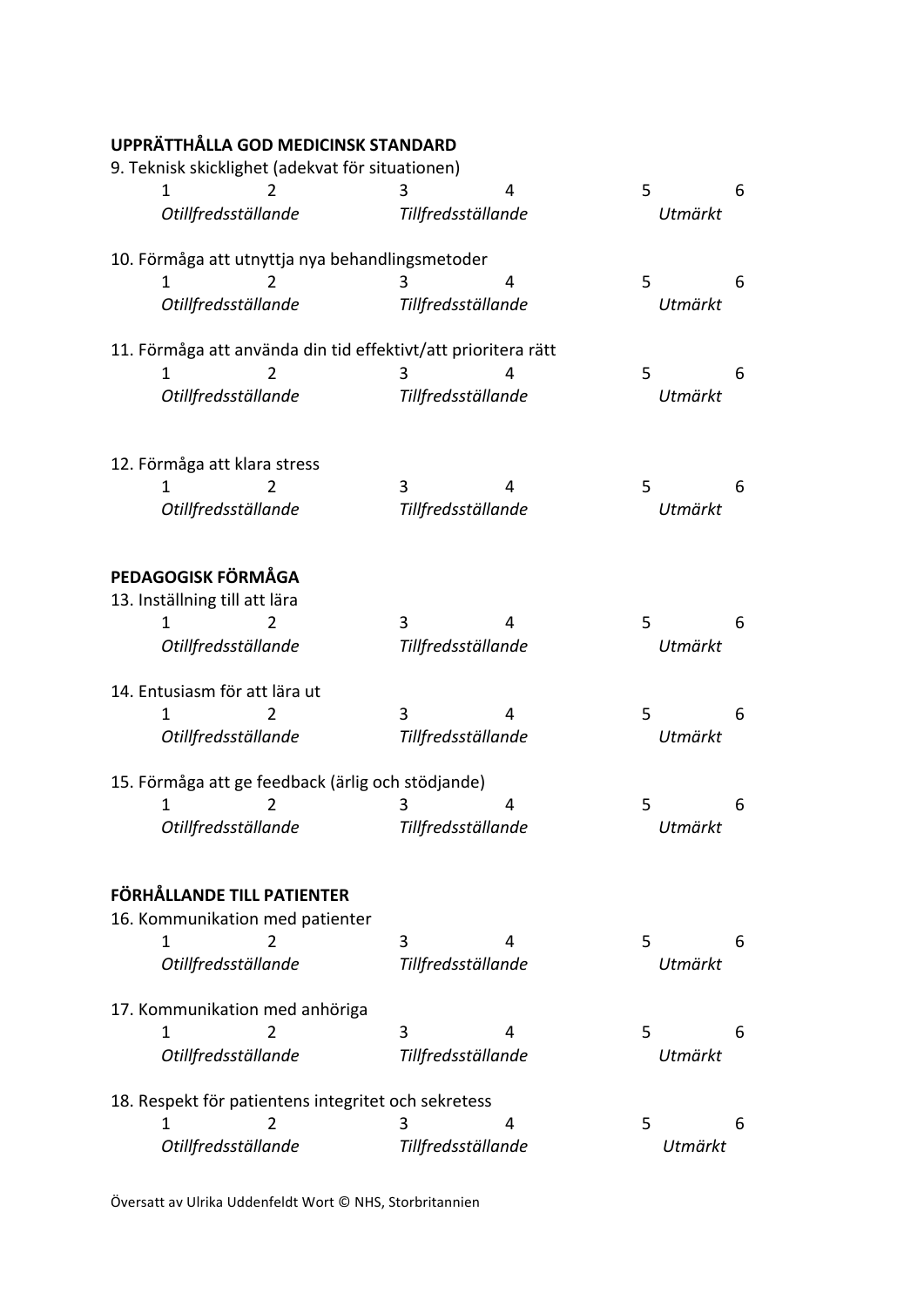**UPPRÄTTHÅLLA GOD MEDICINSK STANDARD**

9. Teknisk skicklighet (adekvat för situationen)

| 1 | 2 | 3 | 4 | 5 | 6 |
|---|---|---|---|---|---|
| *Otillfredsställande* | | *Tillfredsställande* | | *Utmärkt* | |

10. Förmåga att utnyttja nya behandlingsmetoder

| 1 | 2 | 3 | 4 | 5 | 6 |
|---|---|---|---|---|---|
| *Otillfredsställande* | | *Tillfredsställande* | | *Utmärkt* | |

11. Förmåga att använda din tid effektivt/att prioritera rätt

| 1 | 2 | 3 | 4 | 5 | 6 |
|---|---|---|---|---|---|
| *Otillfredsställande* | | *Tillfredsställande* | | *Utmärkt* | |

12. Förmåga att klara stress

| 1 | 2 | 3 | 4 | 5 | 6 |
|---|---|---|---|---|---|
| *Otillfredsställande* | | *Tillfredsställande* | | *Utmärkt* | |

**PEDAGOGISK FÖRMÅGA**

13. Inställning till att lära

| 1 | 2 | 3 | 4 | 5 | 6 |
|---|---|---|---|---|---|
| *Otillfredsställande* | | *Tillfredsställande* | | *Utmärkt* | |

14. Entusiasm för att lära ut

| 1 | 2 | 3 | 4 | 5 | 6 |
|---|---|---|---|---|---|
| *Otillfredsställande* | | *Tillfredsställande* | | *Utmärkt* | |

15. Förmåga att ge feedback (ärlig och stödjande)

| 1 | 2 | 3 | 4 | 5 | 6 |
|---|---|---|---|---|---|
| *Otillfredsställande* | | *Tillfredsställande* | | *Utmärkt* | |

**FÖRHÅLLANDE TILL PATIENTER**

16. Kommunikation med patienter

| 1 | 2 | 3 | 4 | 5 | 6 |
|---|---|---|---|---|---|
| *Otillfredsställande* | | *Tillfredsställande* | | *Utmärkt* | |

17. Kommunikation med anhöriga

| 1 | 2 | 3 | 4 | 5 | 6 |
|---|---|---|---|---|---|
| *Otillfredsställande* | | *Tillfredsställande* | | *Utmärkt* | |

18. Respekt för patientens integritet och sekretess

| 1 | 2 | 3 | 4 | 5 | 6 |
|---|---|---|---|---|---|
| *Otillfredsställande* | | *Tillfredsställande* | | *Utmärkt* | |

Översatt av Ulrika Uddenfeldt Wort © NHS, Storbritannien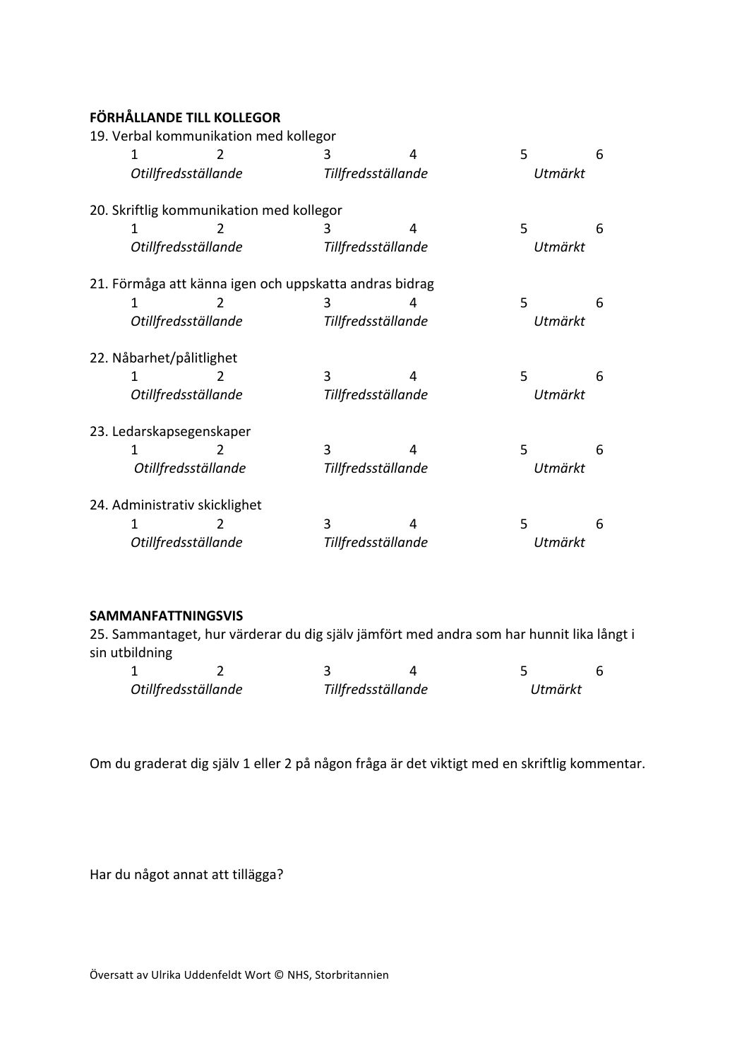**FÖRHÅLLANDE TILL KOLLEGOR**

19. Verbal kommunikation med kollegor

| 1 | 2 | 3 | 4 | 5 | 6 |
|---|---|---|---|---|---|
| *Otillfredsställande* | | *Tillfredsställande* | | *Utmärkt* | |

20. Skriftlig kommunikation med kollegor

| 1 | 2 | 3 | 4 | 5 | 6 |
|---|---|---|---|---|---|
| *Otillfredsställande* | | *Tillfredsställande* | | *Utmärkt* | |

21. Förmåga att känna igen och uppskatta andras bidrag

| 1 | 2 | 3 | 4 | 5 | 6 |
|---|---|---|---|---|---|
| *Otillfredsställande* | | *Tillfredsställande* | | *Utmärkt* | |

22. Nåbarhet/pålitlighet

| 1 | 2 | 3 | 4 | 5 | 6 |
|---|---|---|---|---|---|
| *Otillfredsställande* | | *Tillfredsställande* | | *Utmärkt* | |

23. Ledarskapsegenskaper

| 1 | 2 | 3 | 4 | 5 | 6 |
|---|---|---|---|---|---|
| *Otillfredsställande* | | *Tillfredsställande* | | *Utmärkt* | |

24. Administrativ skicklighet

| 1 | 2 | 3 | 4 | 5 | 6 |
|---|---|---|---|---|---|
| *Otillfredsställande* | | *Tillfredsställande* | | *Utmärkt* | |

**SAMMANFATTNINGSVIS**

25. Sammantaget, hur värderar du dig själv jämfört med andra som har hunnit lika långt i sin utbildning

| 1 | 2 | 3 | 4 | 5 | 6 |
|---|---|---|---|---|---|
| *Otillfredsställande* | | *Tillfredsställande* | | *Utmärkt* | |

Om du graderat dig själv 1 eller 2 på någon fråga är det viktigt med en skriftlig kommentar.

Har du något annat att tillägga?

Översatt av Ulrika Uddenfeldt Wort © NHS, Storbritannien